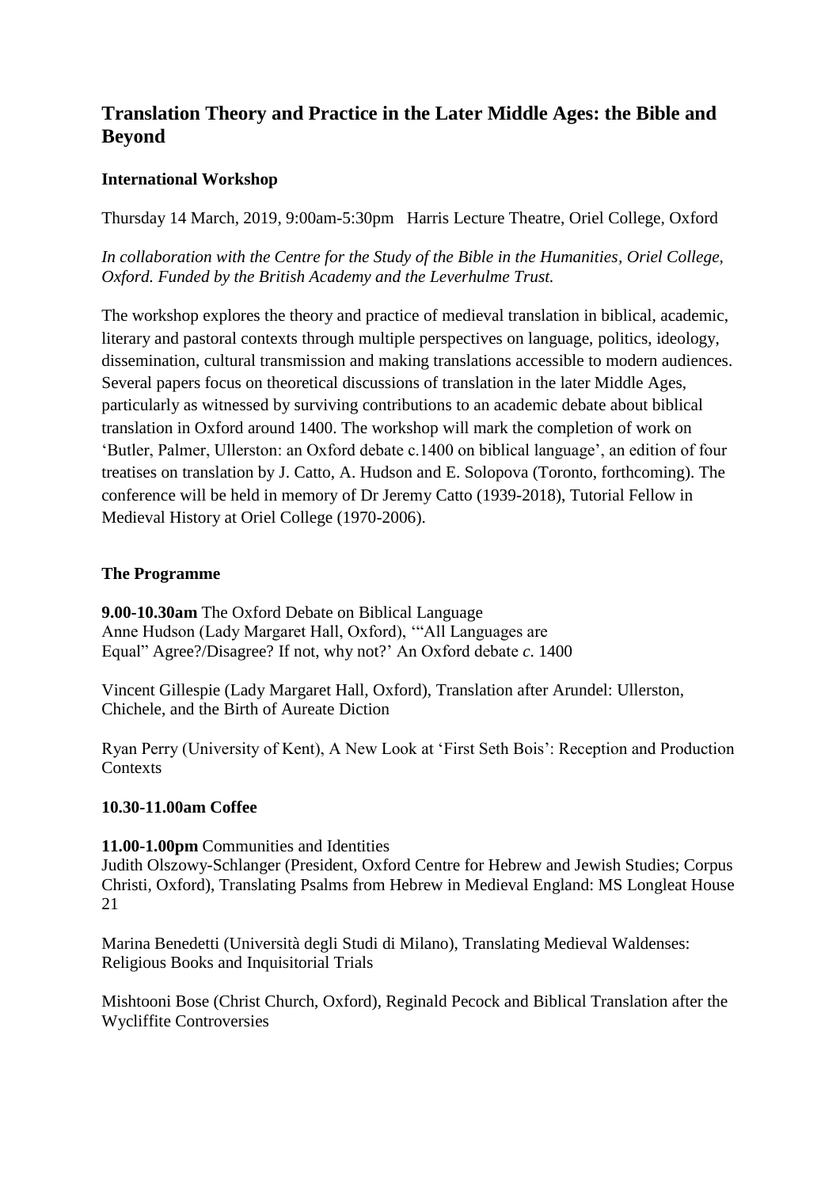# Translation Theory and Practice in the Later Middle Ages: the Bible and Beyond

## International Workshop

Thursday 14 March, 2019, 9:00am-5:30pm   Harris Lecture Theatre, Oriel College, Oxford

*In collaboration with the Centre for the Study of the Bible in the Humanities, Oriel College, Oxford. Funded by the British Academy and the Leverhulme Trust.*

The workshop explores the theory and practice of medieval translation in biblical, academic, literary and pastoral contexts through multiple perspectives on language, politics, ideology, dissemination, cultural transmission and making translations accessible to modern audiences. Several papers focus on theoretical discussions of translation in the later Middle Ages, particularly as witnessed by surviving contributions to an academic debate about biblical translation in Oxford around 1400. The workshop will mark the completion of work on 'Butler, Palmer, Ullerston: an Oxford debate c.1400 on biblical language', an edition of four treatises on translation by J. Catto, A. Hudson and E. Solopova (Toronto, forthcoming). The conference will be held in memory of Dr Jeremy Catto (1939-2018), Tutorial Fellow in Medieval History at Oriel College (1970-2006).

## The Programme

**9.00-10.30am** The Oxford Debate on Biblical Language
Anne Hudson (Lady Margaret Hall, Oxford), '"All Languages are Equal" Agree?/Disagree? If not, why not?' An Oxford debate *c.* 1400

Vincent Gillespie (Lady Margaret Hall, Oxford), Translation after Arundel: Ullerston, Chichele, and the Birth of Aureate Diction

Ryan Perry (University of Kent), A New Look at 'First Seth Bois': Reception and Production Contexts

**10.30-11.00am Coffee**

**11.00-1.00pm** Communities and Identities
Judith Olszowy-Schlanger (President, Oxford Centre for Hebrew and Jewish Studies; Corpus Christi, Oxford), Translating Psalms from Hebrew in Medieval England: MS Longleat House 21

Marina Benedetti (Università degli Studi di Milano), Translating Medieval Waldenses: Religious Books and Inquisitorial Trials

Mishtooni Bose (Christ Church, Oxford), Reginald Pecock and Biblical Translation after the Wycliffite Controversies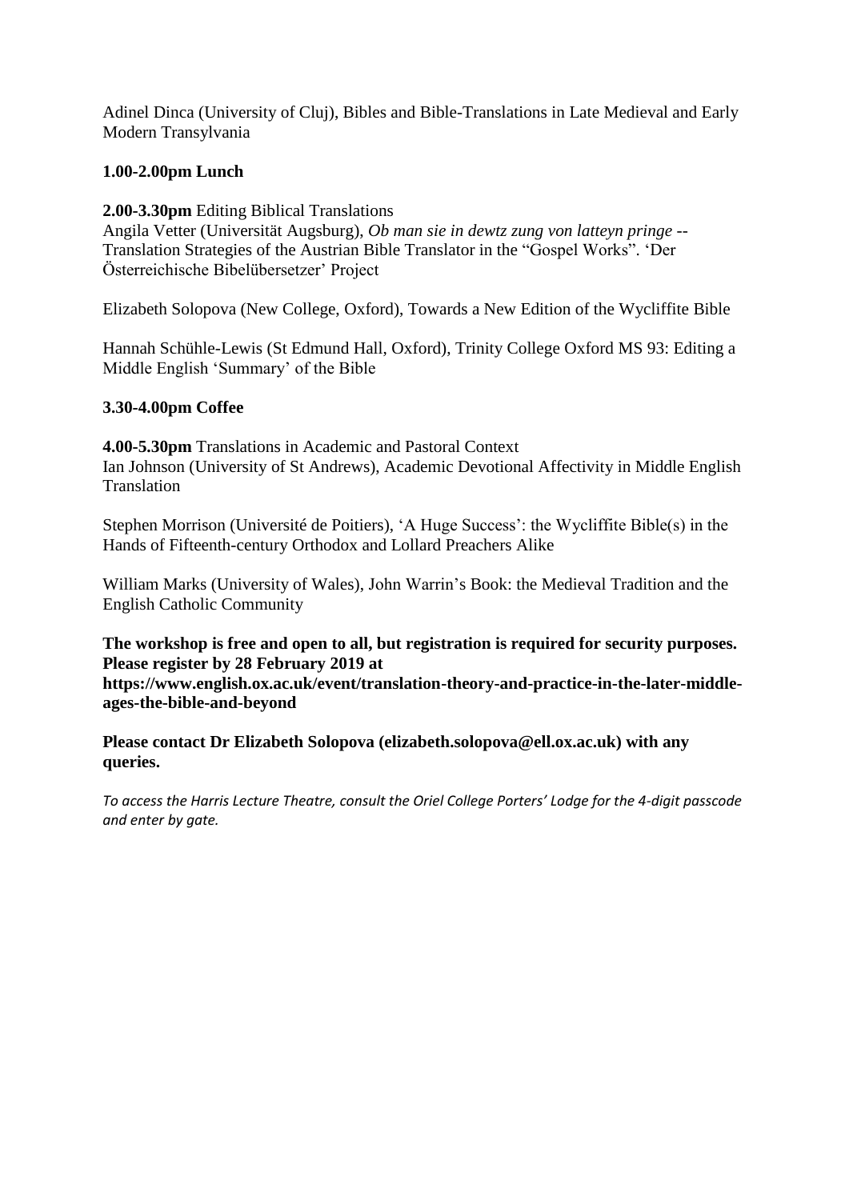Adinel Dinca (University of Cluj), Bibles and Bible-Translations in Late Medieval and Early Modern Transylvania

**1.00-2.00pm Lunch**

**2.00-3.30pm** Editing Biblical Translations
Angila Vetter (Universität Augsburg), *Ob man sie in dewtz zung von latteyn pringe* -- Translation Strategies of the Austrian Bible Translator in the "Gospel Works". 'Der Österreichische Bibelübersetzer' Project

Elizabeth Solopova (New College, Oxford), Towards a New Edition of the Wycliffite Bible

Hannah Schühle-Lewis (St Edmund Hall, Oxford), Trinity College Oxford MS 93: Editing a Middle English 'Summary' of the Bible

**3.30-4.00pm Coffee**

**4.00-5.30pm** Translations in Academic and Pastoral Context
Ian Johnson (University of St Andrews), Academic Devotional Affectivity in Middle English Translation

Stephen Morrison (Université de Poitiers), 'A Huge Success': the Wycliffite Bible(s) in the Hands of Fifteenth-century Orthodox and Lollard Preachers Alike

William Marks (University of Wales), John Warrin's Book: the Medieval Tradition and the English Catholic Community

**The workshop is free and open to all, but registration is required for security purposes. Please register by 28 February 2019 at https://www.english.ox.ac.uk/event/translation-theory-and-practice-in-the-later-middle-ages-the-bible-and-beyond**

**Please contact Dr Elizabeth Solopova (elizabeth.solopova@ell.ox.ac.uk) with any queries.**

*To access the Harris Lecture Theatre, consult the Oriel College Porters' Lodge for the 4-digit passcode and enter by gate.*